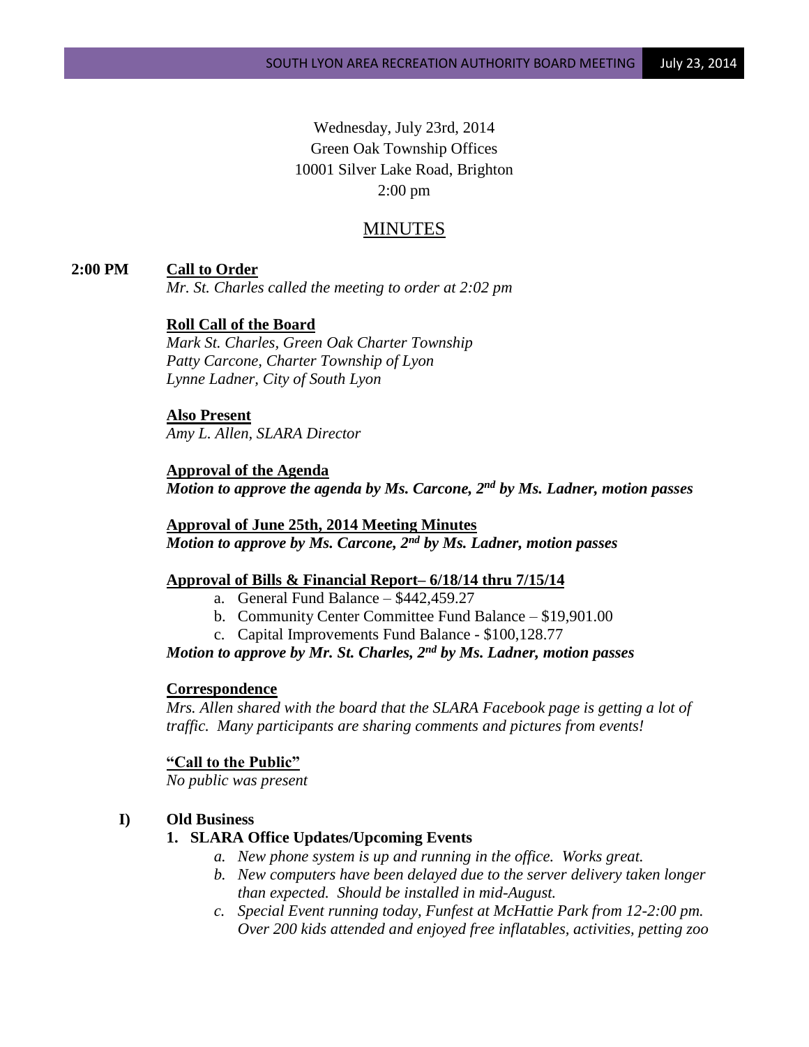Wednesday, July 23rd, 2014
Green Oak Township Offices
10001 Silver Lake Road, Brighton
2:00 pm

# MINUTES

**2:00 PM** **Call to Order**

*Mr. St. Charles called the meeting to order at 2:02 pm*

**Roll Call of the Board**

*Mark St. Charles, Green Oak Charter Township*
*Patty Carcone, Charter Township of Lyon*
*Lynne Ladner, City of South Lyon*

**Also Present**

*Amy L. Allen, SLARA Director*

**Approval of the Agenda**

***Motion to approve the agenda by Ms. Carcone, 2nd by Ms. Ladner, motion passes***

**Approval of June 25th, 2014 Meeting Minutes**

***Motion to approve by Ms. Carcone, 2nd by Ms. Ladner, motion passes***

**Approval of Bills & Financial Report– 6/18/14 thru 7/15/14**

a. General Fund Balance – $442,459.27
b. Community Center Committee Fund Balance – $19,901.00
c. Capital Improvements Fund Balance - $100,128.77

***Motion to approve by Mr. St. Charles, 2nd by Ms. Ladner, motion passes***

**Correspondence**

*Mrs. Allen shared with the board that the SLARA Facebook page is getting a lot of traffic. Many participants are sharing comments and pictures from events!*

**"Call to the Public"**

*No public was present*

**I) Old Business**

**1. SLARA Office Updates/Upcoming Events**

a. *New phone system is up and running in the office. Works great.*
b. *New computers have been delayed due to the server delivery taken longer than expected. Should be installed in mid-August.*
c. *Special Event running today, Funfest at McHattie Park from 12-2:00 pm. Over 200 kids attended and enjoyed free inflatables, activities, petting zoo*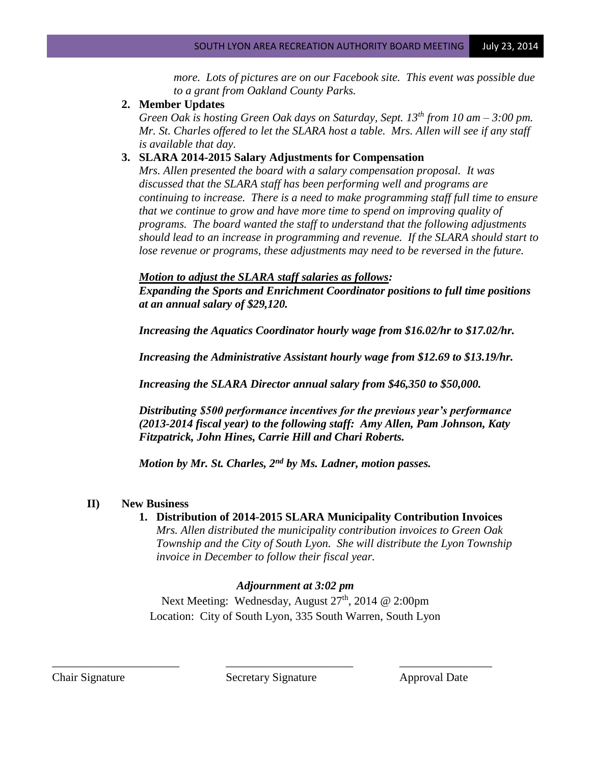*more. Lots of pictures are on our Facebook site. This event was possible due to a grant from Oakland County Parks.*

**2. Member Updates**

*Green Oak is hosting Green Oak days on Saturday, Sept. 13th from 10 am – 3:00 pm. Mr. St. Charles offered to let the SLARA host a table. Mrs. Allen will see if any staff is available that day.*

**3. SLARA 2014-2015 Salary Adjustments for Compensation**

*Mrs. Allen presented the board with a salary compensation proposal. It was discussed that the SLARA staff has been performing well and programs are continuing to increase. There is a need to make programming staff full time to ensure that we continue to grow and have more time to spend on improving quality of programs. The board wanted the staff to understand that the following adjustments should lead to an increase in programming and revenue. If the SLARA should start to lose revenue or programs, these adjustments may need to be reversed in the future.*

***Motion to adjust the SLARA staff salaries as follows:***

***Expanding the Sports and Enrichment Coordinator positions to full time positions at an annual salary of $29,120.***

***Increasing the Aquatics Coordinator hourly wage from $16.02/hr to $17.02/hr.***

***Increasing the Administrative Assistant hourly wage from $12.69 to $13.19/hr.***

***Increasing the SLARA Director annual salary from $46,350 to $50,000.***

***Distributing $500 performance incentives for the previous year's performance (2013-2014 fiscal year) to the following staff: Amy Allen, Pam Johnson, Katy Fitzpatrick, John Hines, Carrie Hill and Chari Roberts.***

***Motion by Mr. St. Charles, 2nd by Ms. Ladner, motion passes.***

## II) New Business

**1. Distribution of 2014-2015 SLARA Municipality Contribution Invoices**

*Mrs. Allen distributed the municipality contribution invoices to Green Oak Township and the City of South Lyon. She will distribute the Lyon Township invoice in December to follow their fiscal year.*

***Adjournment at 3:02 pm***

Next Meeting: Wednesday, August 27th, 2014 @ 2:00pm

Location: City of South Lyon, 335 South Warren, South Lyon

______________________ ______________________ ________________

Chair Signature Secretary Signature Approval Date